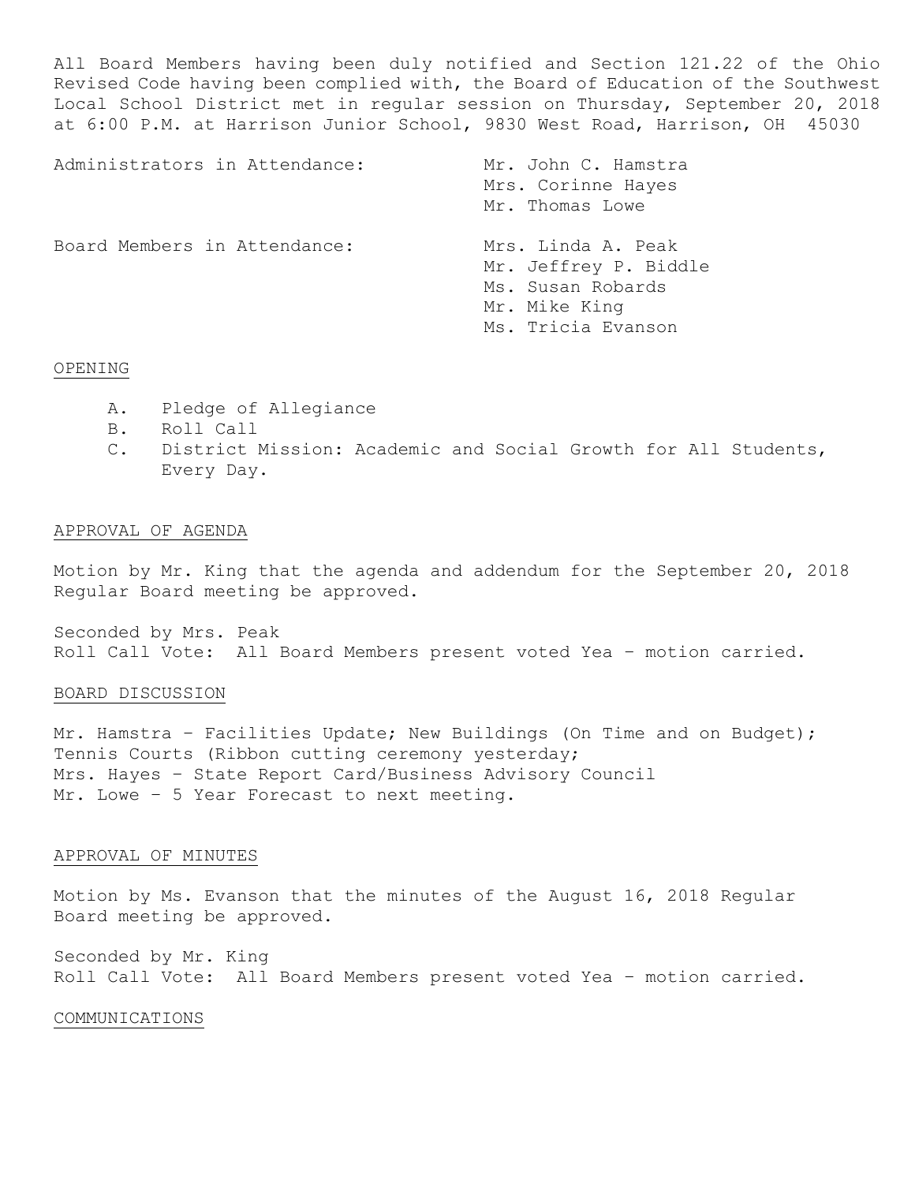All Board Members having been duly notified and Section 121.22 of the Ohio Revised Code having been complied with, the Board of Education of the Southwest Local School District met in regular session on Thursday, September 20, 2018 at 6:00 P.M. at Harrison Junior School, 9830 West Road, Harrison, OH 45030

Administrators in Attendance:
- Mr. John C. Hamstra
- Mrs. Corinne Hayes
- Mr. Thomas Lowe

Board Members in Attendance:
- Mrs. Linda A. Peak
- Mr. Jeffrey P. Biddle
- Ms. Susan Robards
- Mr. Mike King
- Ms. Tricia Evanson

## OPENING

A. Pledge of Allegiance
B. Roll Call
C. District Mission: Academic and Social Growth for All Students, Every Day.

## APPROVAL OF AGENDA

Motion by Mr. King that the agenda and addendum for the September 20, 2018 Regular Board meeting be approved.

Seconded by Mrs. Peak
Roll Call Vote: All Board Members present voted Yea – motion carried.

## BOARD DISCUSSION

Mr. Hamstra – Facilities Update; New Buildings (On Time and on Budget); Tennis Courts (Ribbon cutting ceremony yesterday;
Mrs. Hayes – State Report Card/Business Advisory Council
Mr. Lowe – 5 Year Forecast to next meeting.

## APPROVAL OF MINUTES

Motion by Ms. Evanson that the minutes of the August 16, 2018 Regular Board meeting be approved.

Seconded by Mr. King
Roll Call Vote: All Board Members present voted Yea – motion carried.

## COMMUNICATIONS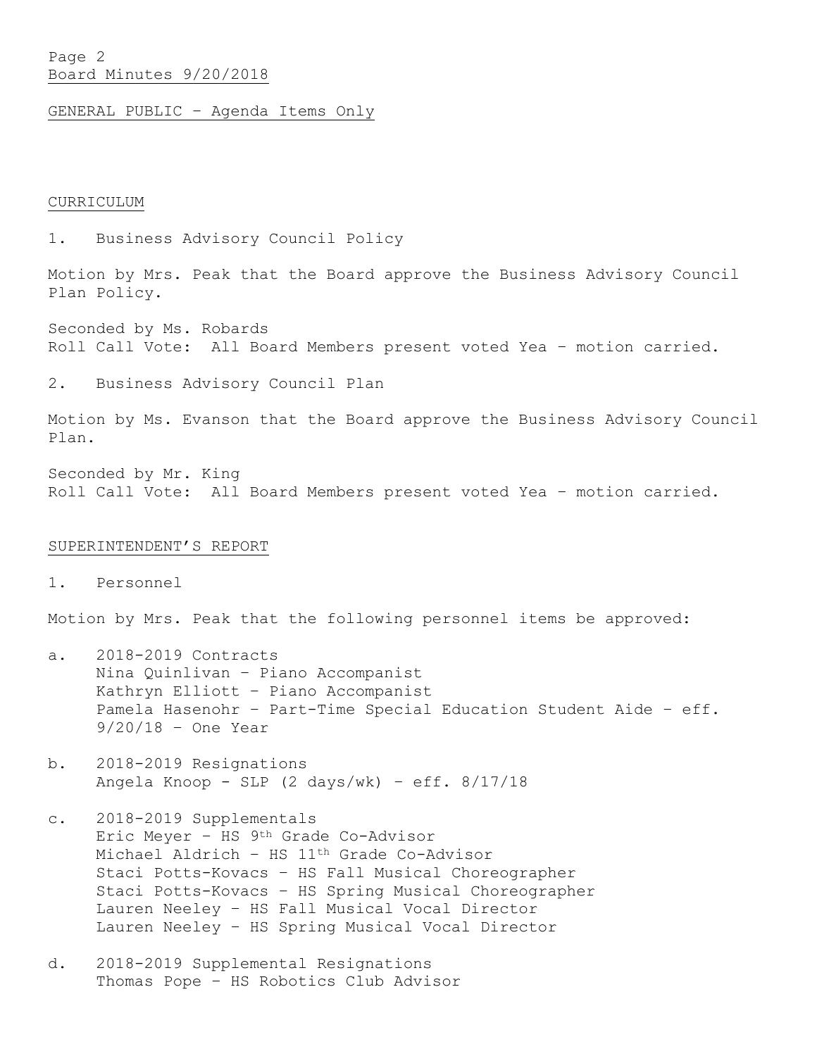GENERAL PUBLIC – Agenda Items Only

CURRICULUM

1. Business Advisory Council Policy

Motion by Mrs. Peak that the Board approve the Business Advisory Council Plan Policy.

Seconded by Ms. Robards
Roll Call Vote: All Board Members present voted Yea – motion carried.

2. Business Advisory Council Plan

Motion by Ms. Evanson that the Board approve the Business Advisory Council Plan.

Seconded by Mr. King
Roll Call Vote: All Board Members present voted Yea – motion carried.

SUPERINTENDENT'S REPORT

1. Personnel

Motion by Mrs. Peak that the following personnel items be approved:

a. 2018-2019 Contracts
   Nina Quinlivan – Piano Accompanist
   Kathryn Elliott – Piano Accompanist
   Pamela Hasenohr – Part-Time Special Education Student Aide – eff. 9/20/18 – One Year

b. 2018-2019 Resignations
   Angela Knoop - SLP (2 days/wk) – eff. 8/17/18

c. 2018-2019 Supplementals
   Eric Meyer – HS 9th Grade Co-Advisor
   Michael Aldrich – HS 11th Grade Co-Advisor
   Staci Potts-Kovacs – HS Fall Musical Choreographer
   Staci Potts-Kovacs – HS Spring Musical Choreographer
   Lauren Neeley – HS Fall Musical Vocal Director
   Lauren Neeley – HS Spring Musical Vocal Director

d. 2018-2019 Supplemental Resignations
   Thomas Pope – HS Robotics Club Advisor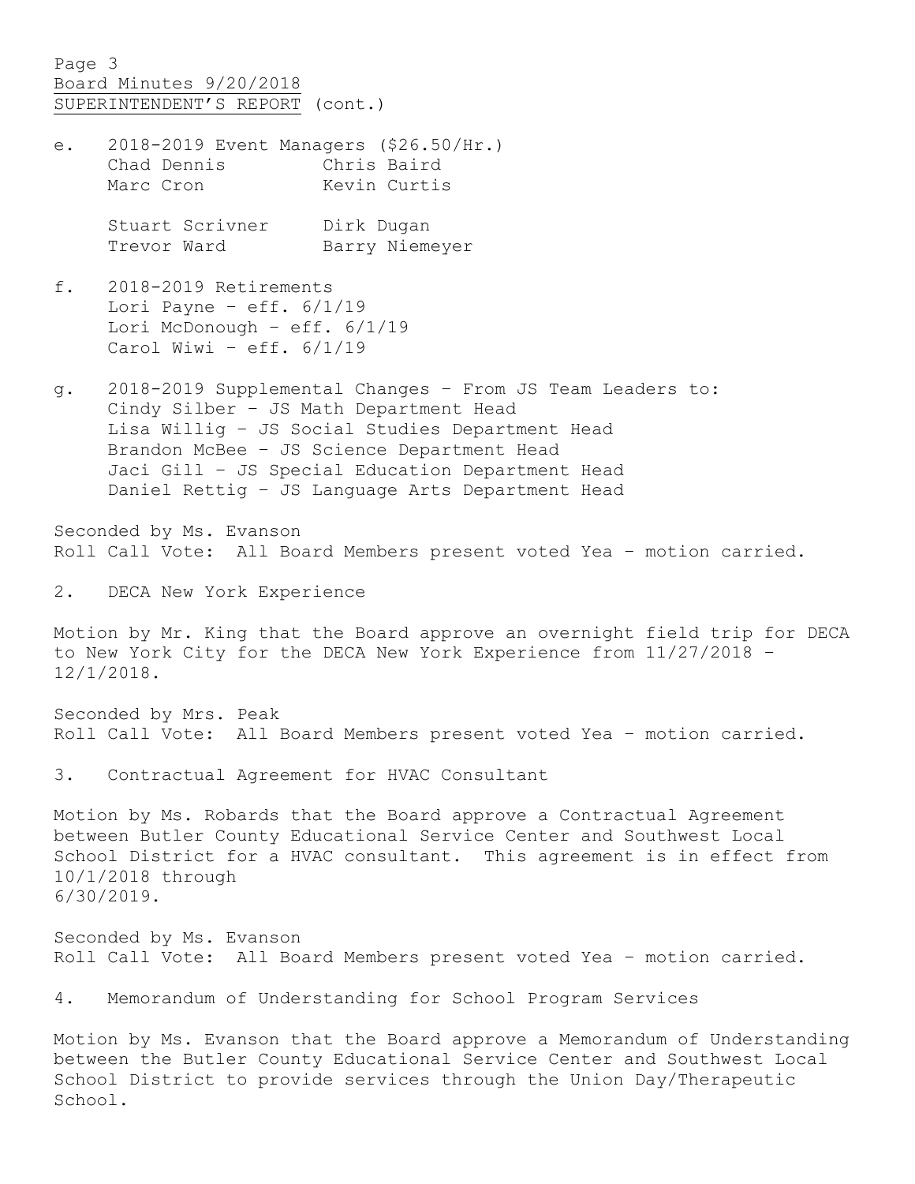SUPERINTENDENT'S REPORT (cont.)

e. 2018-2019 Event Managers ($26.50/Hr.)

| | |
|---|---|
| Chad Dennis | Chris Baird |
| Marc Cron | Kevin Curtis |
| Stuart Scrivner | Dirk Dugan |
| Trevor Ward | Barry Niemeyer |

f. 2018-2019 Retirements
   Lori Payne – eff. 6/1/19
   Lori McDonough – eff. 6/1/19
   Carol Wiwi – eff. 6/1/19

g. 2018-2019 Supplemental Changes – From JS Team Leaders to:
   Cindy Silber – JS Math Department Head
   Lisa Willig – JS Social Studies Department Head
   Brandon McBee – JS Science Department Head
   Jaci Gill – JS Special Education Department Head
   Daniel Rettig – JS Language Arts Department Head

Seconded by Ms. Evanson
Roll Call Vote: All Board Members present voted Yea – motion carried.

2. DECA New York Experience

Motion by Mr. King that the Board approve an overnight field trip for DECA to New York City for the DECA New York Experience from 11/27/2018 – 12/1/2018.

Seconded by Mrs. Peak
Roll Call Vote: All Board Members present voted Yea – motion carried.

3. Contractual Agreement for HVAC Consultant

Motion by Ms. Robards that the Board approve a Contractual Agreement between Butler County Educational Service Center and Southwest Local School District for a HVAC consultant. This agreement is in effect from 10/1/2018 through 6/30/2019.

Seconded by Ms. Evanson
Roll Call Vote: All Board Members present voted Yea – motion carried.

4. Memorandum of Understanding for School Program Services

Motion by Ms. Evanson that the Board approve a Memorandum of Understanding between the Butler County Educational Service Center and Southwest Local School District to provide services through the Union Day/Therapeutic School.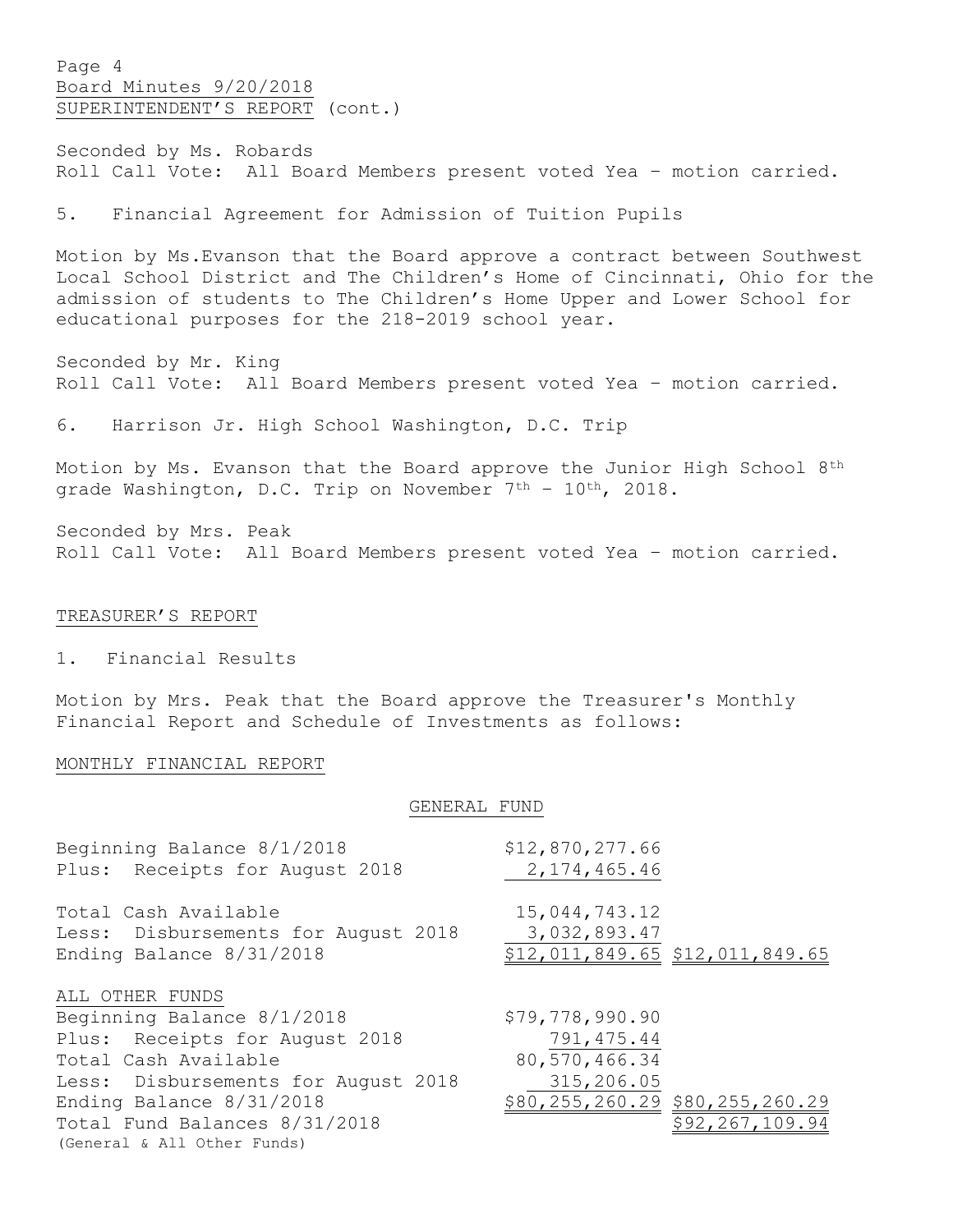Seconded by Ms. Robards
Roll Call Vote: All Board Members present voted Yea – motion carried.

5. Financial Agreement for Admission of Tuition Pupils

Motion by Ms.Evanson that the Board approve a contract between Southwest Local School District and The Children's Home of Cincinnati, Ohio for the admission of students to The Children's Home Upper and Lower School for educational purposes for the 218-2019 school year.

Seconded by Mr. King
Roll Call Vote: All Board Members present voted Yea – motion carried.

6. Harrison Jr. High School Washington, D.C. Trip

Motion by Ms. Evanson that the Board approve the Junior High School 8th grade Washington, D.C. Trip on November 7th – 10th, 2018.

Seconded by Mrs. Peak
Roll Call Vote: All Board Members present voted Yea – motion carried.

## TREASURER'S REPORT

1. Financial Results

Motion by Mrs. Peak that the Board approve the Treasurer's Monthly Financial Report and Schedule of Investments as follows:

### MONTHLY FINANCIAL REPORT

#### GENERAL FUND

| | | |
|---|---|---|
| Beginning Balance 8/1/2018 | $12,870,277.66 | |
| Plus: Receipts for August 2018 | 2,174,465.46 | |
| Total Cash Available | 15,044,743.12 | |
| Less: Disbursements for August 2018 | 3,032,893.47 | |
| Ending Balance 8/31/2018 | $12,011,849.65 | $12,011,849.65 |

#### ALL OTHER FUNDS

| | | |
|---|---|---|
| Beginning Balance 8/1/2018 | $79,778,990.90 | |
| Plus: Receipts for August 2018 | 791,475.44 | |
| Total Cash Available | 80,570,466.34 | |
| Less: Disbursements for August 2018 | 315,206.05 | |
| Ending Balance 8/31/2018 | $80,255,260.29 | $80,255,260.29 |
| Total Fund Balances 8/31/2018 (General & All Other Funds) | | $92,267,109.94 |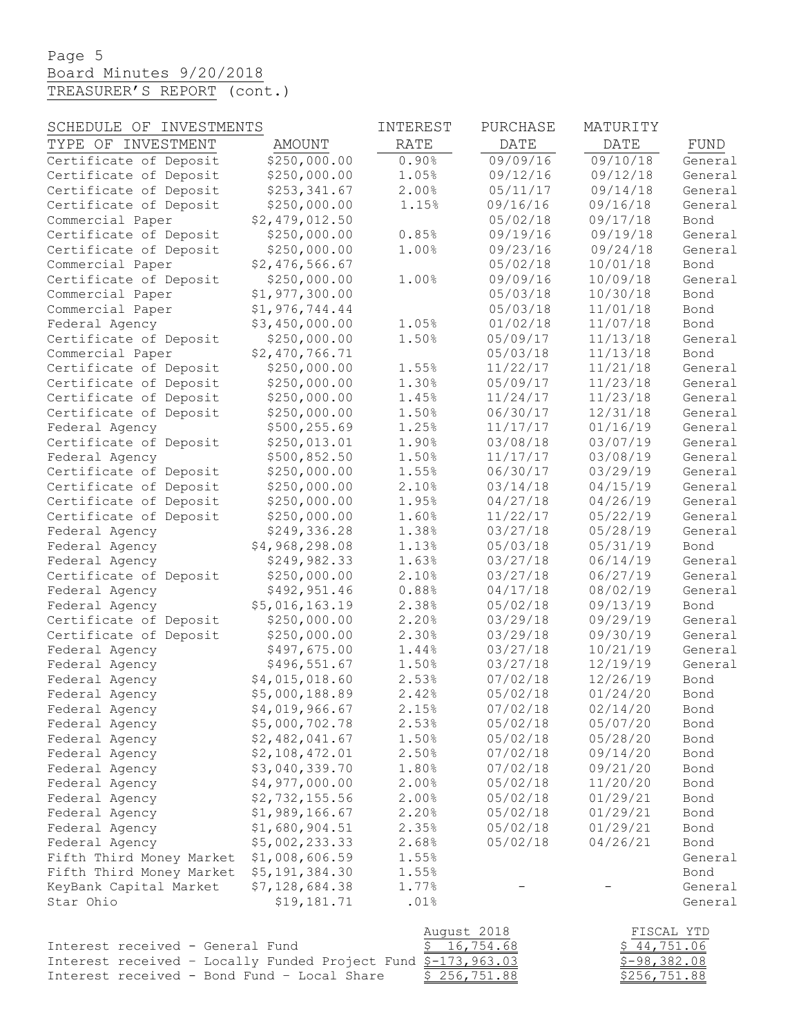Page 5
Board Minutes 9/20/2018
TREASURER'S REPORT (cont.)

| SCHEDULE OF INVESTMENTS | | INTEREST | PURCHASE | MATURITY | |
|---|---|---|---|---|---|
| TYPE OF INVESTMENT | AMOUNT | RATE | DATE | DATE | FUND |
| Certificate of Deposit | $250,000.00 | 0.90% | 09/09/16 | 09/10/18 | General |
| Certificate of Deposit | $250,000.00 | 1.05% | 09/12/16 | 09/12/18 | General |
| Certificate of Deposit | $253,341.67 | 2.00% | 05/11/17 | 09/14/18 | General |
| Certificate of Deposit | $250,000.00 | 1.15% | 09/16/16 | 09/16/18 | General |
| Commercial Paper | $2,479,012.50 | | 05/02/18 | 09/17/18 | Bond |
| Certificate of Deposit | $250,000.00 | 0.85% | 09/19/16 | 09/19/18 | General |
| Certificate of Deposit | $250,000.00 | 1.00% | 09/23/16 | 09/24/18 | General |
| Commercial Paper | $2,476,566.67 | | 05/02/18 | 10/01/18 | Bond |
| Certificate of Deposit | $250,000.00 | 1.00% | 09/09/16 | 10/09/18 | General |
| Commercial Paper | $1,977,300.00 | | 05/03/18 | 10/30/18 | Bond |
| Commercial Paper | $1,976,744.44 | | 05/03/18 | 11/01/18 | Bond |
| Federal Agency | $3,450,000.00 | 1.05% | 01/02/18 | 11/07/18 | Bond |
| Certificate of Deposit | $250,000.00 | 1.50% | 05/09/17 | 11/13/18 | General |
| Commercial Paper | $2,470,766.71 | | 05/03/18 | 11/13/18 | Bond |
| Certificate of Deposit | $250,000.00 | 1.55% | 11/22/17 | 11/21/18 | General |
| Certificate of Deposit | $250,000.00 | 1.30% | 05/09/17 | 11/23/18 | General |
| Certificate of Deposit | $250,000.00 | 1.45% | 11/24/17 | 11/23/18 | General |
| Certificate of Deposit | $250,000.00 | 1.50% | 06/30/17 | 12/31/18 | General |
| Federal Agency | $500,255.69 | 1.25% | 11/17/17 | 01/16/19 | General |
| Certificate of Deposit | $250,013.01 | 1.90% | 03/08/18 | 03/07/19 | General |
| Federal Agency | $500,852.50 | 1.50% | 11/17/17 | 03/08/19 | General |
| Certificate of Deposit | $250,000.00 | 1.55% | 06/30/17 | 03/29/19 | General |
| Certificate of Deposit | $250,000.00 | 2.10% | 03/14/18 | 04/15/19 | General |
| Certificate of Deposit | $250,000.00 | 1.95% | 04/27/18 | 04/26/19 | General |
| Certificate of Deposit | $250,000.00 | 1.60% | 11/22/17 | 05/22/19 | General |
| Federal Agency | $249,336.28 | 1.38% | 03/27/18 | 05/28/19 | General |
| Federal Agency | $4,968,298.08 | 1.13% | 05/03/18 | 05/31/19 | Bond |
| Federal Agency | $249,982.33 | 1.63% | 03/27/18 | 06/14/19 | General |
| Certificate of Deposit | $250,000.00 | 2.10% | 03/27/18 | 06/27/19 | General |
| Federal Agency | $492,951.46 | 0.88% | 04/17/18 | 08/02/19 | General |
| Federal Agency | $5,016,163.19 | 2.38% | 05/02/18 | 09/13/19 | Bond |
| Certificate of Deposit | $250,000.00 | 2.20% | 03/29/18 | 09/29/19 | General |
| Certificate of Deposit | $250,000.00 | 2.30% | 03/29/18 | 09/30/19 | General |
| Federal Agency | $497,675.00 | 1.44% | 03/27/18 | 10/21/19 | General |
| Federal Agency | $496,551.67 | 1.50% | 03/27/18 | 12/19/19 | General |
| Federal Agency | $4,015,018.60 | 2.53% | 07/02/18 | 12/26/19 | Bond |
| Federal Agency | $5,000,188.89 | 2.42% | 05/02/18 | 01/24/20 | Bond |
| Federal Agency | $4,019,966.67 | 2.15% | 07/02/18 | 02/14/20 | Bond |
| Federal Agency | $5,000,702.78 | 2.53% | 05/02/18 | 05/07/20 | Bond |
| Federal Agency | $2,482,041.67 | 1.50% | 05/02/18 | 05/28/20 | Bond |
| Federal Agency | $2,108,472.01 | 2.50% | 07/02/18 | 09/14/20 | Bond |
| Federal Agency | $3,040,339.70 | 1.80% | 07/02/18 | 09/21/20 | Bond |
| Federal Agency | $4,977,000.00 | 2.00% | 05/02/18 | 11/20/20 | Bond |
| Federal Agency | $2,732,155.56 | 2.00% | 05/02/18 | 01/29/21 | Bond |
| Federal Agency | $1,989,166.67 | 2.20% | 05/02/18 | 01/29/21 | Bond |
| Federal Agency | $1,680,904.51 | 2.35% | 05/02/18 | 01/29/21 | Bond |
| Federal Agency | $5,002,233.33 | 2.68% | 05/02/18 | 04/26/21 | Bond |
| Fifth Third Money Market | $1,008,606.59 | 1.55% | | | General |
| Fifth Third Money Market | $5,191,384.30 | 1.55% | | | Bond |
| KeyBank Capital Market | $7,128,684.38 | 1.77% | - | - | General |
| Star Ohio | $19,181.71 | .01% | | | General |

| | August 2018 | FISCAL YTD |
|---|---|---|
| Interest received - General Fund | $ 16,754.68 | $ 44,751.06 |
| Interest received - Locally Funded Project Fund | $-173,963.03 | $-98,382.08 |
| Interest received - Bond Fund - Local Share | $ 256,751.88 | $256,751.88 |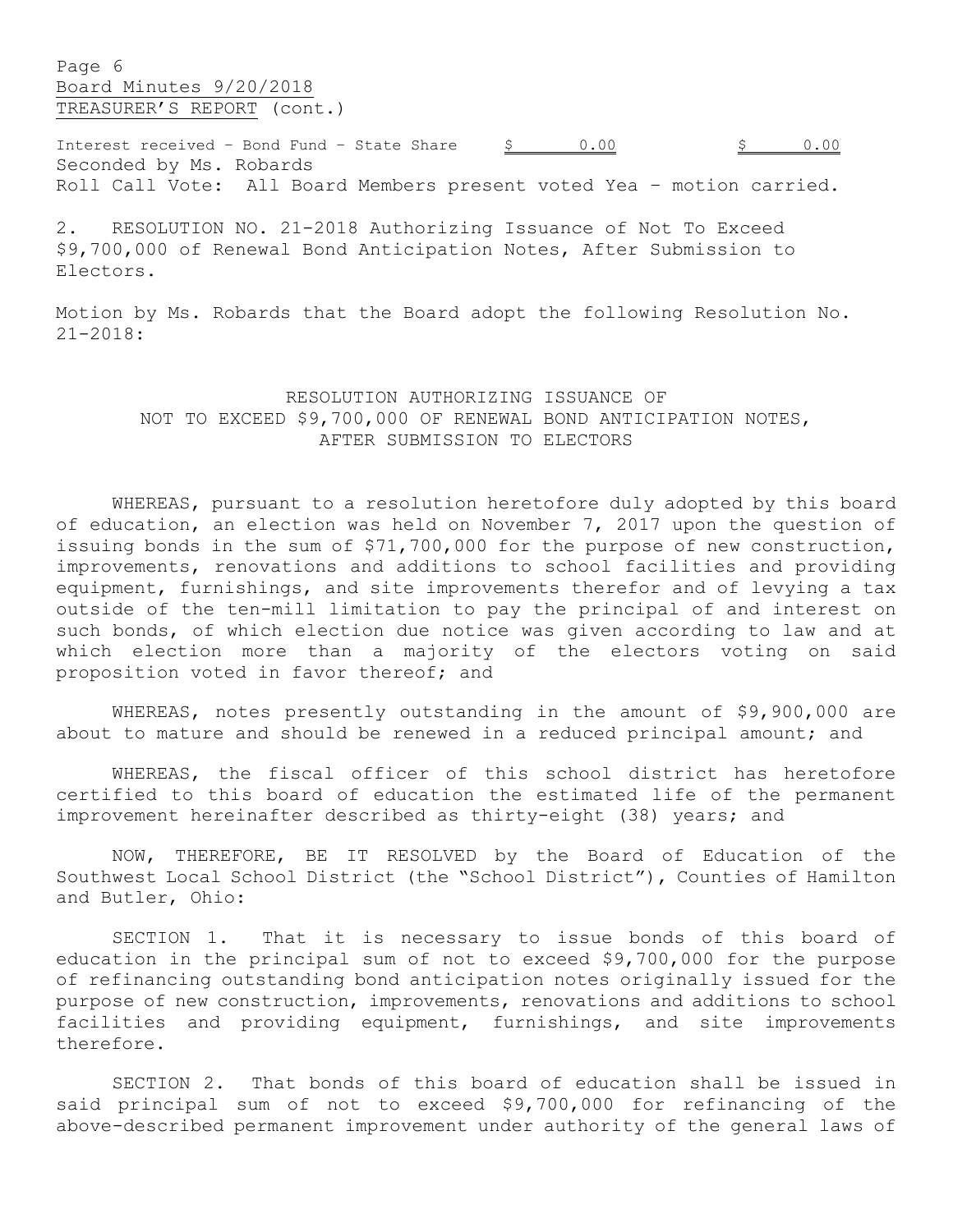Page 6
Board Minutes 9/20/2018
TREASURER'S REPORT (cont.)

| Interest received – Bond Fund – State Share | $ 0.00 | $ 0.00 |
| --- | --- | --- |

Seconded by Ms. Robards
Roll Call Vote: All Board Members present voted Yea – motion carried.

2. RESOLUTION NO. 21-2018 Authorizing Issuance of Not To Exceed $9,700,000 of Renewal Bond Anticipation Notes, After Submission to Electors.

Motion by Ms. Robards that the Board adopt the following Resolution No. 21-2018:

RESOLUTION AUTHORIZING ISSUANCE OF
NOT TO EXCEED $9,700,000 OF RENEWAL BOND ANTICIPATION NOTES,
AFTER SUBMISSION TO ELECTORS

WHEREAS, pursuant to a resolution heretofore duly adopted by this board of education, an election was held on November 7, 2017 upon the question of issuing bonds in the sum of $71,700,000 for the purpose of new construction, improvements, renovations and additions to school facilities and providing equipment, furnishings, and site improvements therefor and of levying a tax outside of the ten-mill limitation to pay the principal of and interest on such bonds, of which election due notice was given according to law and at which election more than a majority of the electors voting on said proposition voted in favor thereof; and

WHEREAS, notes presently outstanding in the amount of $9,900,000 are about to mature and should be renewed in a reduced principal amount; and

WHEREAS, the fiscal officer of this school district has heretofore certified to this board of education the estimated life of the permanent improvement hereinafter described as thirty-eight (38) years; and

NOW, THEREFORE, BE IT RESOLVED by the Board of Education of the Southwest Local School District (the "School District"), Counties of Hamilton and Butler, Ohio:

SECTION 1. That it is necessary to issue bonds of this board of education in the principal sum of not to exceed $9,700,000 for the purpose of refinancing outstanding bond anticipation notes originally issued for the purpose of new construction, improvements, renovations and additions to school facilities and providing equipment, furnishings, and site improvements therefore.

SECTION 2. That bonds of this board of education shall be issued in said principal sum of not to exceed $9,700,000 for refinancing of the above-described permanent improvement under authority of the general laws of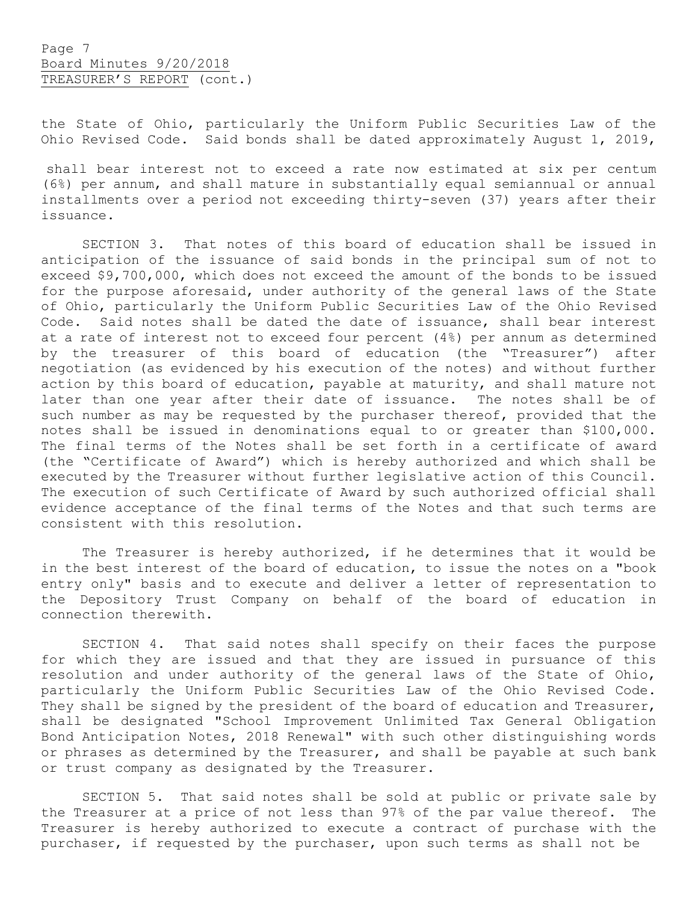the State of Ohio, particularly the Uniform Public Securities Law of the Ohio Revised Code. Said bonds shall be dated approximately August 1, 2019, shall bear interest not to exceed a rate now estimated at six per centum (6%) per annum, and shall mature in substantially equal semiannual or annual installments over a period not exceeding thirty-seven (37) years after their issuance.

SECTION 3. That notes of this board of education shall be issued in anticipation of the issuance of said bonds in the principal sum of not to exceed $9,700,000, which does not exceed the amount of the bonds to be issued for the purpose aforesaid, under authority of the general laws of the State of Ohio, particularly the Uniform Public Securities Law of the Ohio Revised Code. Said notes shall be dated the date of issuance, shall bear interest at a rate of interest not to exceed four percent (4%) per annum as determined by the treasurer of this board of education (the "Treasurer") after negotiation (as evidenced by his execution of the notes) and without further action by this board of education, payable at maturity, and shall mature not later than one year after their date of issuance. The notes shall be of such number as may be requested by the purchaser thereof, provided that the notes shall be issued in denominations equal to or greater than $100,000. The final terms of the Notes shall be set forth in a certificate of award (the "Certificate of Award") which is hereby authorized and which shall be executed by the Treasurer without further legislative action of this Council. The execution of such Certificate of Award by such authorized official shall evidence acceptance of the final terms of the Notes and that such terms are consistent with this resolution.

The Treasurer is hereby authorized, if he determines that it would be in the best interest of the board of education, to issue the notes on a "book entry only" basis and to execute and deliver a letter of representation to the Depository Trust Company on behalf of the board of education in connection therewith.

SECTION 4. That said notes shall specify on their faces the purpose for which they are issued and that they are issued in pursuance of this resolution and under authority of the general laws of the State of Ohio, particularly the Uniform Public Securities Law of the Ohio Revised Code. They shall be signed by the president of the board of education and Treasurer, shall be designated "School Improvement Unlimited Tax General Obligation Bond Anticipation Notes, 2018 Renewal" with such other distinguishing words or phrases as determined by the Treasurer, and shall be payable at such bank or trust company as designated by the Treasurer.

SECTION 5. That said notes shall be sold at public or private sale by the Treasurer at a price of not less than 97% of the par value thereof. The Treasurer is hereby authorized to execute a contract of purchase with the purchaser, if requested by the purchaser, upon such terms as shall not be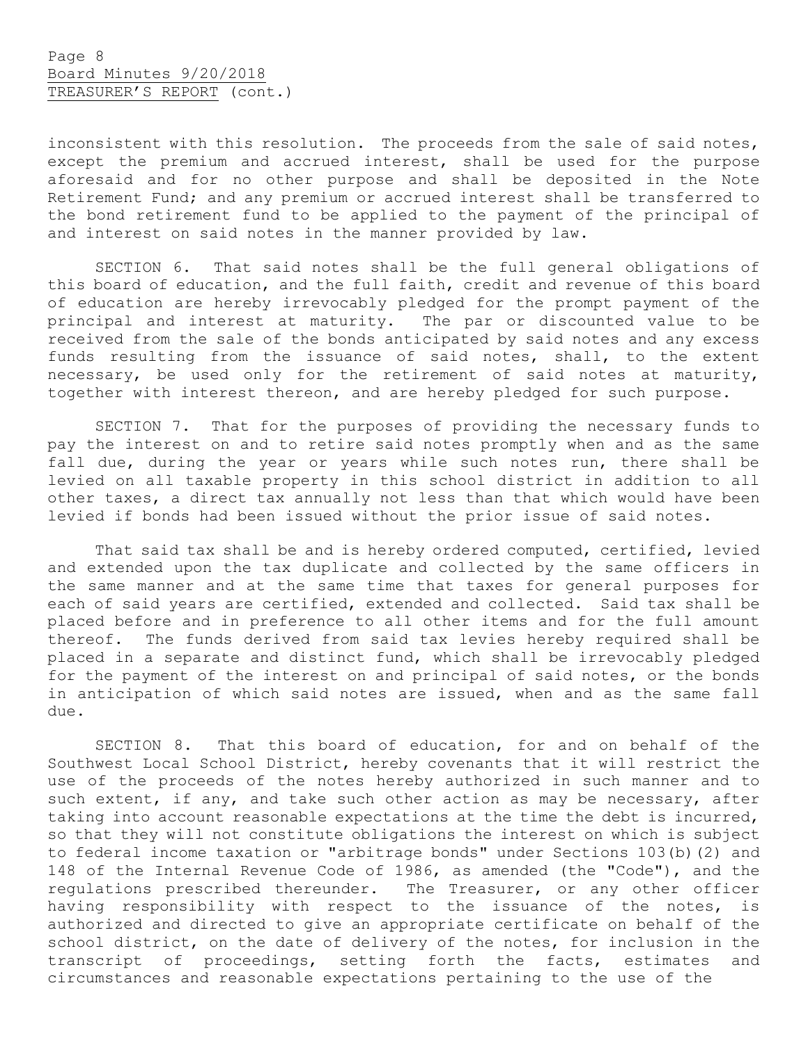inconsistent with this resolution. The proceeds from the sale of said notes, except the premium and accrued interest, shall be used for the purpose aforesaid and for no other purpose and shall be deposited in the Note Retirement Fund; and any premium or accrued interest shall be transferred to the bond retirement fund to be applied to the payment of the principal of and interest on said notes in the manner provided by law.

SECTION 6. That said notes shall be the full general obligations of this board of education, and the full faith, credit and revenue of this board of education are hereby irrevocably pledged for the prompt payment of the principal and interest at maturity. The par or discounted value to be received from the sale of the bonds anticipated by said notes and any excess funds resulting from the issuance of said notes, shall, to the extent necessary, be used only for the retirement of said notes at maturity, together with interest thereon, and are hereby pledged for such purpose.

SECTION 7. That for the purposes of providing the necessary funds to pay the interest on and to retire said notes promptly when and as the same fall due, during the year or years while such notes run, there shall be levied on all taxable property in this school district in addition to all other taxes, a direct tax annually not less than that which would have been levied if bonds had been issued without the prior issue of said notes.

That said tax shall be and is hereby ordered computed, certified, levied and extended upon the tax duplicate and collected by the same officers in the same manner and at the same time that taxes for general purposes for each of said years are certified, extended and collected. Said tax shall be placed before and in preference to all other items and for the full amount thereof. The funds derived from said tax levies hereby required shall be placed in a separate and distinct fund, which shall be irrevocably pledged for the payment of the interest on and principal of said notes, or the bonds in anticipation of which said notes are issued, when and as the same fall due.

SECTION 8. That this board of education, for and on behalf of the Southwest Local School District, hereby covenants that it will restrict the use of the proceeds of the notes hereby authorized in such manner and to such extent, if any, and take such other action as may be necessary, after taking into account reasonable expectations at the time the debt is incurred, so that they will not constitute obligations the interest on which is subject to federal income taxation or "arbitrage bonds" under Sections 103(b)(2) and 148 of the Internal Revenue Code of 1986, as amended (the "Code"), and the regulations prescribed thereunder. The Treasurer, or any other officer having responsibility with respect to the issuance of the notes, is authorized and directed to give an appropriate certificate on behalf of the school district, on the date of delivery of the notes, for inclusion in the transcript of proceedings, setting forth the facts, estimates and circumstances and reasonable expectations pertaining to the use of the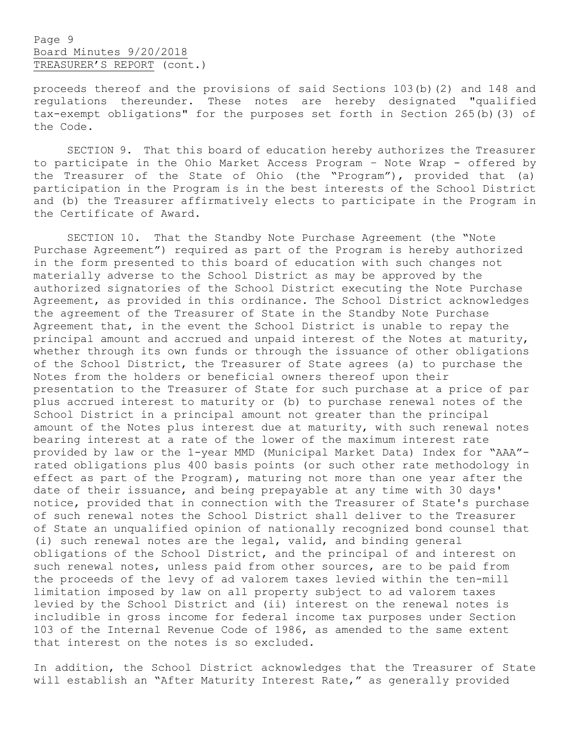proceeds thereof and the provisions of said Sections 103(b)(2) and 148 and regulations thereunder. These notes are hereby designated "qualified tax-exempt obligations" for the purposes set forth in Section 265(b)(3) of the Code.

SECTION 9. That this board of education hereby authorizes the Treasurer to participate in the Ohio Market Access Program – Note Wrap - offered by the Treasurer of the State of Ohio (the "Program"), provided that (a) participation in the Program is in the best interests of the School District and (b) the Treasurer affirmatively elects to participate in the Program in the Certificate of Award.

SECTION 10. That the Standby Note Purchase Agreement (the "Note Purchase Agreement") required as part of the Program is hereby authorized in the form presented to this board of education with such changes not materially adverse to the School District as may be approved by the authorized signatories of the School District executing the Note Purchase Agreement, as provided in this ordinance. The School District acknowledges the agreement of the Treasurer of State in the Standby Note Purchase Agreement that, in the event the School District is unable to repay the principal amount and accrued and unpaid interest of the Notes at maturity, whether through its own funds or through the issuance of other obligations of the School District, the Treasurer of State agrees (a) to purchase the Notes from the holders or beneficial owners thereof upon their presentation to the Treasurer of State for such purchase at a price of par plus accrued interest to maturity or (b) to purchase renewal notes of the School District in a principal amount not greater than the principal amount of the Notes plus interest due at maturity, with such renewal notes bearing interest at a rate of the lower of the maximum interest rate provided by law or the 1-year MMD (Municipal Market Data) Index for "AAA"-rated obligations plus 400 basis points (or such other rate methodology in effect as part of the Program), maturing not more than one year after the date of their issuance, and being prepayable at any time with 30 days' notice, provided that in connection with the Treasurer of State's purchase of such renewal notes the School District shall deliver to the Treasurer of State an unqualified opinion of nationally recognized bond counsel that (i) such renewal notes are the legal, valid, and binding general obligations of the School District, and the principal of and interest on such renewal notes, unless paid from other sources, are to be paid from the proceeds of the levy of ad valorem taxes levied within the ten-mill limitation imposed by law on all property subject to ad valorem taxes levied by the School District and (ii) interest on the renewal notes is includible in gross income for federal income tax purposes under Section 103 of the Internal Revenue Code of 1986, as amended to the same extent that interest on the notes is so excluded.

In addition, the School District acknowledges that the Treasurer of State will establish an "After Maturity Interest Rate," as generally provided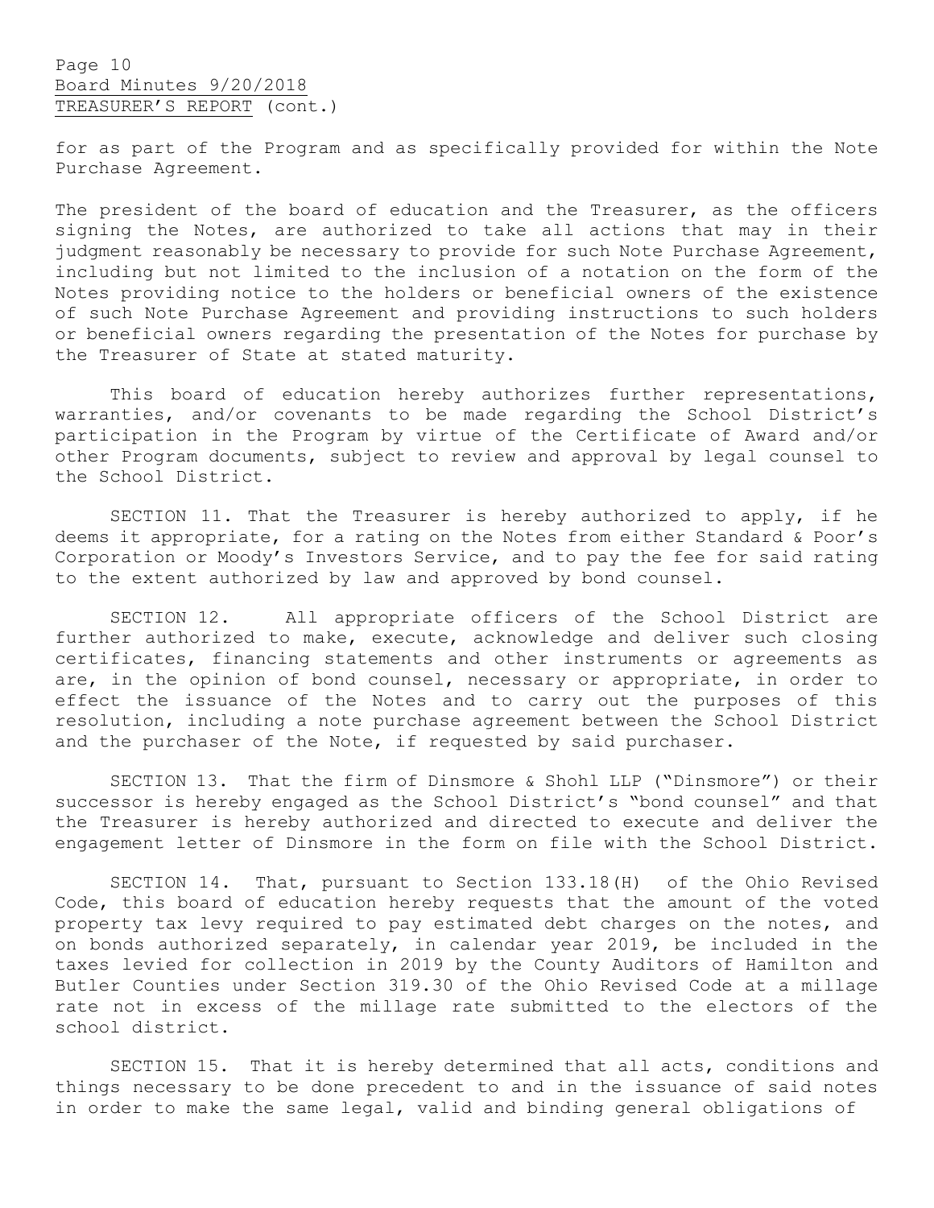for as part of the Program and as specifically provided for within the Note Purchase Agreement.

The president of the board of education and the Treasurer, as the officers signing the Notes, are authorized to take all actions that may in their judgment reasonably be necessary to provide for such Note Purchase Agreement, including but not limited to the inclusion of a notation on the form of the Notes providing notice to the holders or beneficial owners of the existence of such Note Purchase Agreement and providing instructions to such holders or beneficial owners regarding the presentation of the Notes for purchase by the Treasurer of State at stated maturity.

This board of education hereby authorizes further representations, warranties, and/or covenants to be made regarding the School District's participation in the Program by virtue of the Certificate of Award and/or other Program documents, subject to review and approval by legal counsel to the School District.

SECTION 11. That the Treasurer is hereby authorized to apply, if he deems it appropriate, for a rating on the Notes from either Standard & Poor's Corporation or Moody's Investors Service, and to pay the fee for said rating to the extent authorized by law and approved by bond counsel.

SECTION 12. All appropriate officers of the School District are further authorized to make, execute, acknowledge and deliver such closing certificates, financing statements and other instruments or agreements as are, in the opinion of bond counsel, necessary or appropriate, in order to effect the issuance of the Notes and to carry out the purposes of this resolution, including a note purchase agreement between the School District and the purchaser of the Note, if requested by said purchaser.

SECTION 13. That the firm of Dinsmore & Shohl LLP ("Dinsmore") or their successor is hereby engaged as the School District's "bond counsel" and that the Treasurer is hereby authorized and directed to execute and deliver the engagement letter of Dinsmore in the form on file with the School District.

SECTION 14. That, pursuant to Section 133.18(H) of the Ohio Revised Code, this board of education hereby requests that the amount of the voted property tax levy required to pay estimated debt charges on the notes, and on bonds authorized separately, in calendar year 2019, be included in the taxes levied for collection in 2019 by the County Auditors of Hamilton and Butler Counties under Section 319.30 of the Ohio Revised Code at a millage rate not in excess of the millage rate submitted to the electors of the school district.

SECTION 15. That it is hereby determined that all acts, conditions and things necessary to be done precedent to and in the issuance of said notes in order to make the same legal, valid and binding general obligations of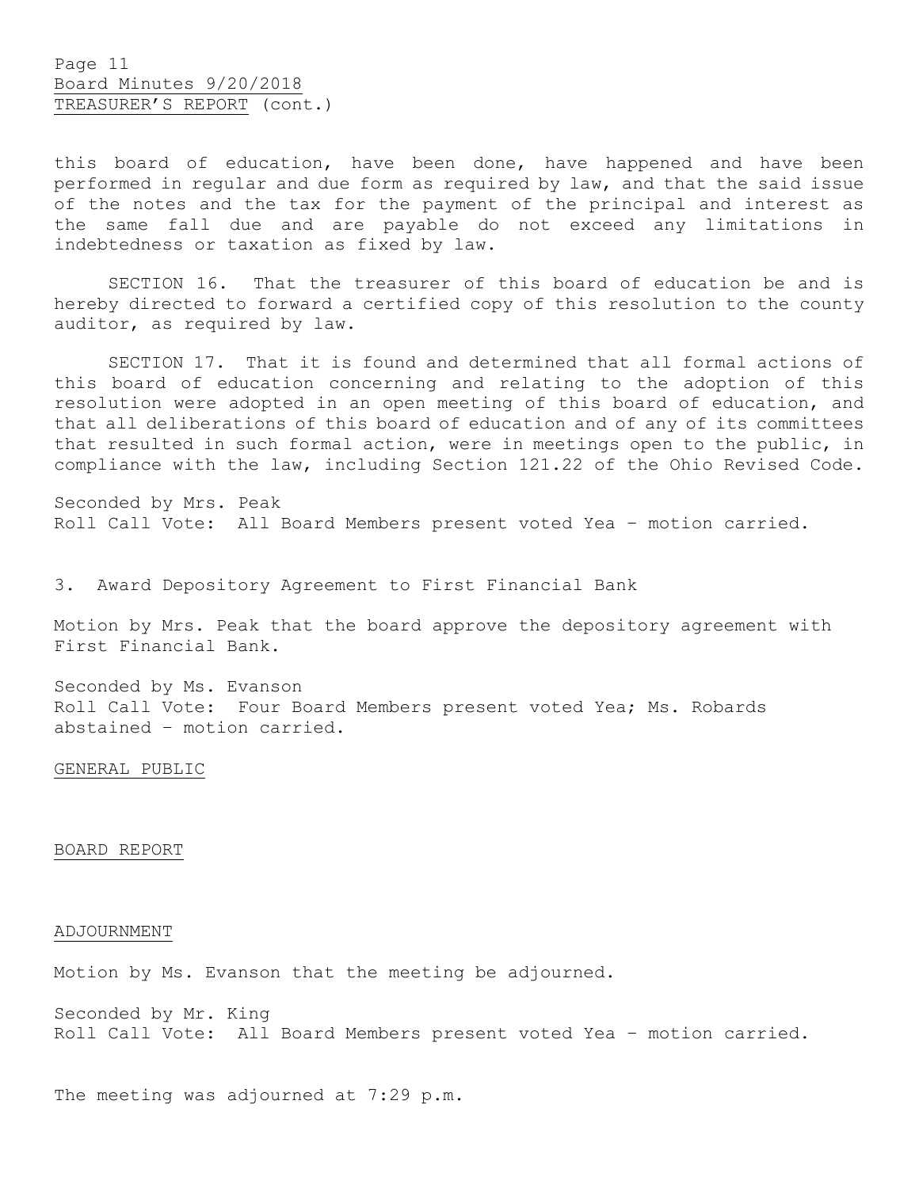this board of education, have been done, have happened and have been performed in regular and due form as required by law, and that the said issue of the notes and the tax for the payment of the principal and interest as the same fall due and are payable do not exceed any limitations in indebtedness or taxation as fixed by law.

SECTION 16. That the treasurer of this board of education be and is hereby directed to forward a certified copy of this resolution to the county auditor, as required by law.

SECTION 17. That it is found and determined that all formal actions of this board of education concerning and relating to the adoption of this resolution were adopted in an open meeting of this board of education, and that all deliberations of this board of education and of any of its committees that resulted in such formal action, were in meetings open to the public, in compliance with the law, including Section 121.22 of the Ohio Revised Code.

Seconded by Mrs. Peak
Roll Call Vote: All Board Members present voted Yea – motion carried.

3. Award Depository Agreement to First Financial Bank

Motion by Mrs. Peak that the board approve the depository agreement with First Financial Bank.

Seconded by Ms. Evanson
Roll Call Vote: Four Board Members present voted Yea; Ms. Robards abstained – motion carried.

## GENERAL PUBLIC

## BOARD REPORT

## ADJOURNMENT

Motion by Ms. Evanson that the meeting be adjourned.

Seconded by Mr. King
Roll Call Vote: All Board Members present voted Yea – motion carried.

The meeting was adjourned at 7:29 p.m.